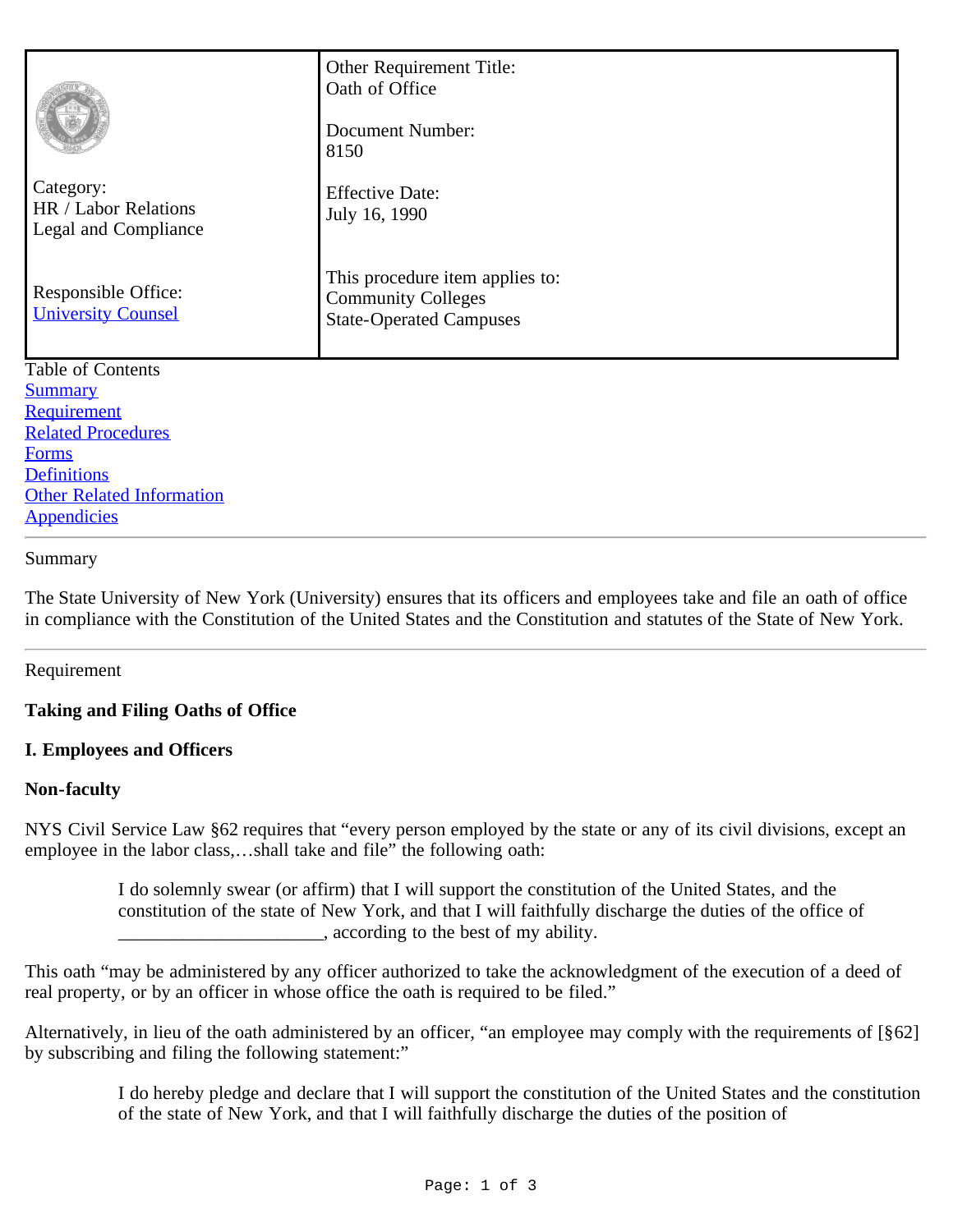| Category: HR / Labor Relations Legal and Compliance | Other Requirement Title: Oath of Office |
| --- | --- |
| | Document Number: 8150 |
| | Effective Date: July 16, 1990 |
| Responsible Office: University Counsel | This procedure item applies to: Community Colleges State-Operated Campuses |

Table of Contents
Summary
Requirement
Related Procedures
Forms
Definitions
Other Related Information
Appendicies

---

Summary

The State University of New York (University) ensures that its officers and employees take and file an oath of office in compliance with the Constitution of the United States and the Constitution and statutes of the State of New York.

---

Requirement

**Taking and Filing Oaths of Office**

**I. Employees and Officers**

**Non-faculty**

NYS Civil Service Law §62 requires that "every person employed by the state or any of its civil divisions, except an employee in the labor class,…shall take and file" the following oath:

> I do solemnly swear (or affirm) that I will support the constitution of the United States, and the constitution of the state of New York, and that I will faithfully discharge the duties of the office of _____________________, according to the best of my ability.

This oath "may be administered by any officer authorized to take the acknowledgment of the execution of a deed of real property, or by an officer in whose office the oath is required to be filed."

Alternatively, in lieu of the oath administered by an officer, "an employee may comply with the requirements of [§62] by subscribing and filing the following statement:"

> I do hereby pledge and declare that I will support the constitution of the United States and the constitution of the state of New York, and that I will faithfully discharge the duties of the position of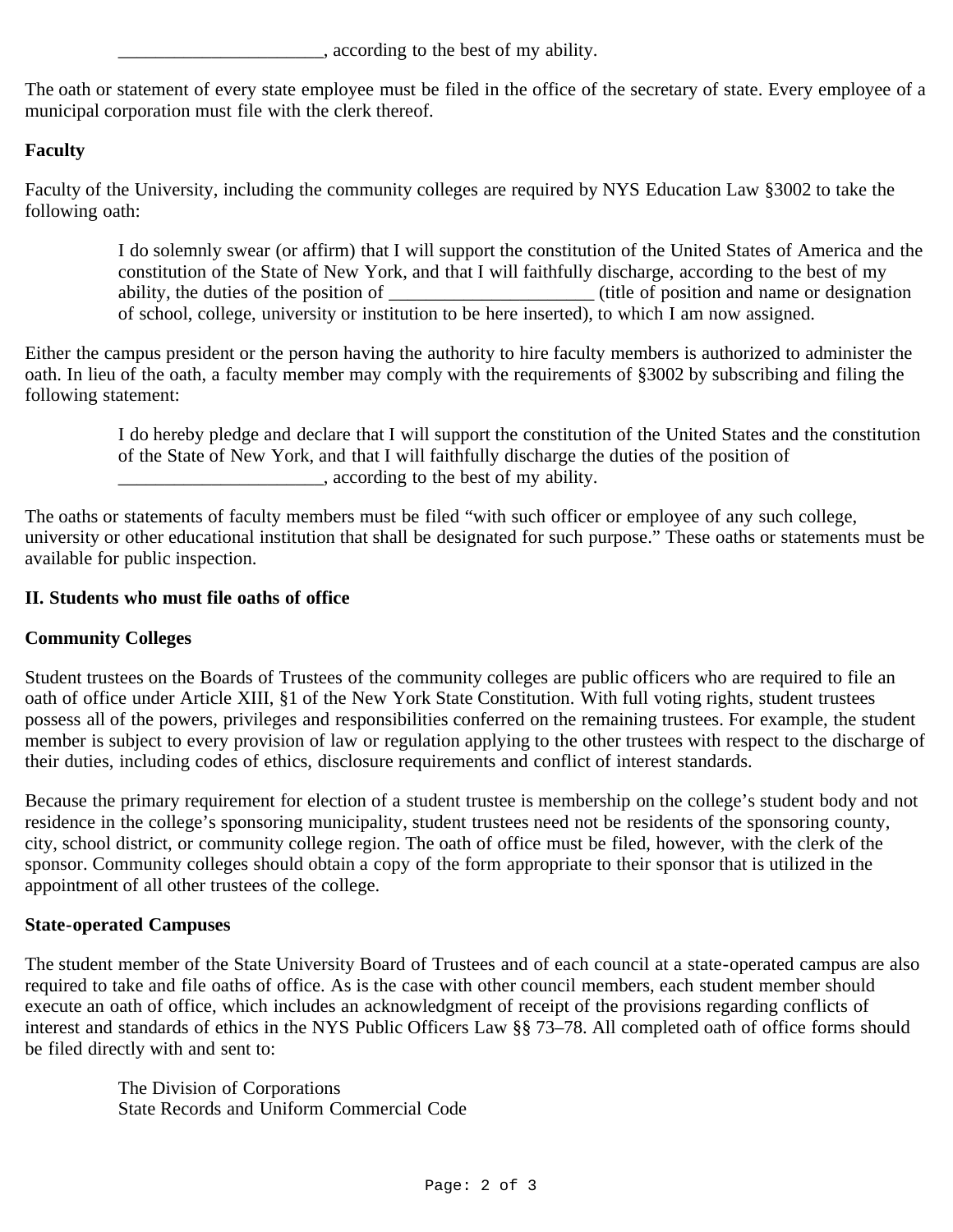> ______________________, according to the best of my ability.

The oath or statement of every state employee must be filed in the office of the secretary of state. Every employee of a municipal corporation must file with the clerk thereof.

**Faculty**

Faculty of the University, including the community colleges are required by NYS Education Law §3002 to take the following oath:

> I do solemnly swear (or affirm) that I will support the constitution of the United States of America and the constitution of the State of New York, and that I will faithfully discharge, according to the best of my ability, the duties of the position of ______________________ (title of position and name or designation of school, college, university or institution to be here inserted), to which I am now assigned.

Either the campus president or the person having the authority to hire faculty members is authorized to administer the oath. In lieu of the oath, a faculty member may comply with the requirements of §3002 by subscribing and filing the following statement:

> I do hereby pledge and declare that I will support the constitution of the United States and the constitution of the State of New York, and that I will faithfully discharge the duties of the position of ______________________, according to the best of my ability.

The oaths or statements of faculty members must be filed "with such officer or employee of any such college, university or other educational institution that shall be designated for such purpose." These oaths or statements must be available for public inspection.

**II. Students who must file oaths of office**

**Community Colleges**

Student trustees on the Boards of Trustees of the community colleges are public officers who are required to file an oath of office under Article XIII, §1 of the New York State Constitution. With full voting rights, student trustees possess all of the powers, privileges and responsibilities conferred on the remaining trustees. For example, the student member is subject to every provision of law or regulation applying to the other trustees with respect to the discharge of their duties, including codes of ethics, disclosure requirements and conflict of interest standards.

Because the primary requirement for election of a student trustee is membership on the college's student body and not residence in the college's sponsoring municipality, student trustees need not be residents of the sponsoring county, city, school district, or community college region. The oath of office must be filed, however, with the clerk of the sponsor. Community colleges should obtain a copy of the form appropriate to their sponsor that is utilized in the appointment of all other trustees of the college.

**State-operated Campuses**

The student member of the State University Board of Trustees and of each council at a state-operated campus are also required to take and file oaths of office. As is the case with other council members, each student member should execute an oath of office, which includes an acknowledgment of receipt of the provisions regarding conflicts of interest and standards of ethics in the NYS Public Officers Law §§ 73–78. All completed oath of office forms should be filed directly with and sent to:

> The Division of Corporations
> State Records and Uniform Commercial Code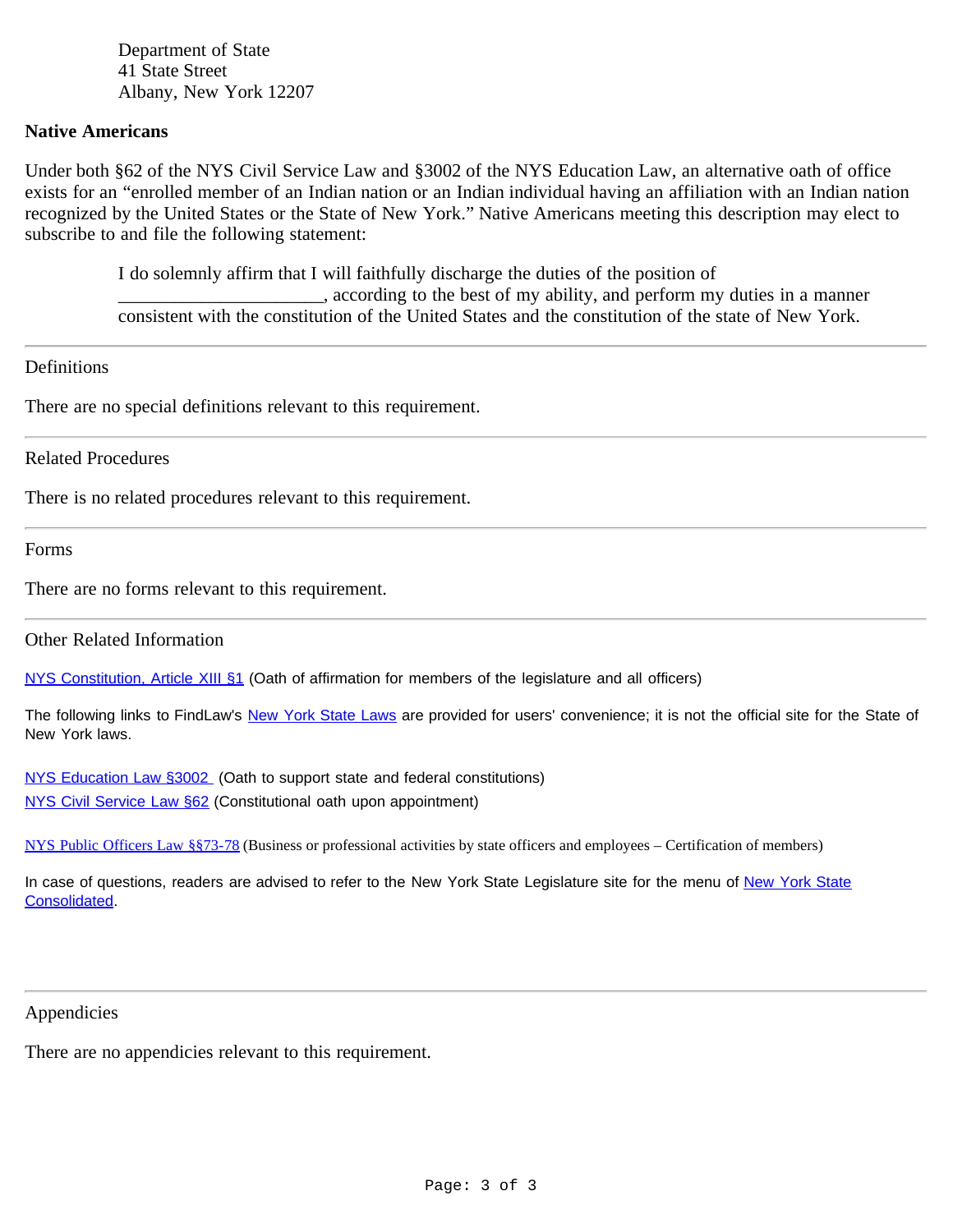Department of State
41 State Street
Albany, New York 12207

**Native Americans**

Under both §62 of the NYS Civil Service Law and §3002 of the NYS Education Law, an alternative oath of office exists for an "enrolled member of an Indian nation or an Indian individual having an affiliation with an Indian nation recognized by the United States or the State of New York." Native Americans meeting this description may elect to subscribe to and file the following statement:

> I do solemnly affirm that I will faithfully discharge the duties of the position of _____________________, according to the best of my ability, and perform my duties in a manner consistent with the constitution of the United States and the constitution of the state of New York.

---

Definitions

There are no special definitions relevant to this requirement.

---

Related Procedures

There is no related procedures relevant to this requirement.

---

Forms

There are no forms relevant to this requirement.

---

Other Related Information

[NYS Constitution, Article XIII §1] (Oath of affirmation for members of the legislature and all officers)

The following links to FindLaw's [New York State Laws] are provided for users' convenience; it is not the official site for the State of New York laws.

[NYS Education Law §3002] (Oath to support state and federal constitutions)
[NYS Civil Service Law §62] (Constitutional oath upon appointment)

[NYS Public Officers Law §§73-78] (Business or professional activities by state officers and employees – Certification of members)

In case of questions, readers are advised to refer to the New York State Legislature site for the menu of [New York State Consolidated].

---

Appendicies

There are no appendicies relevant to this requirement.